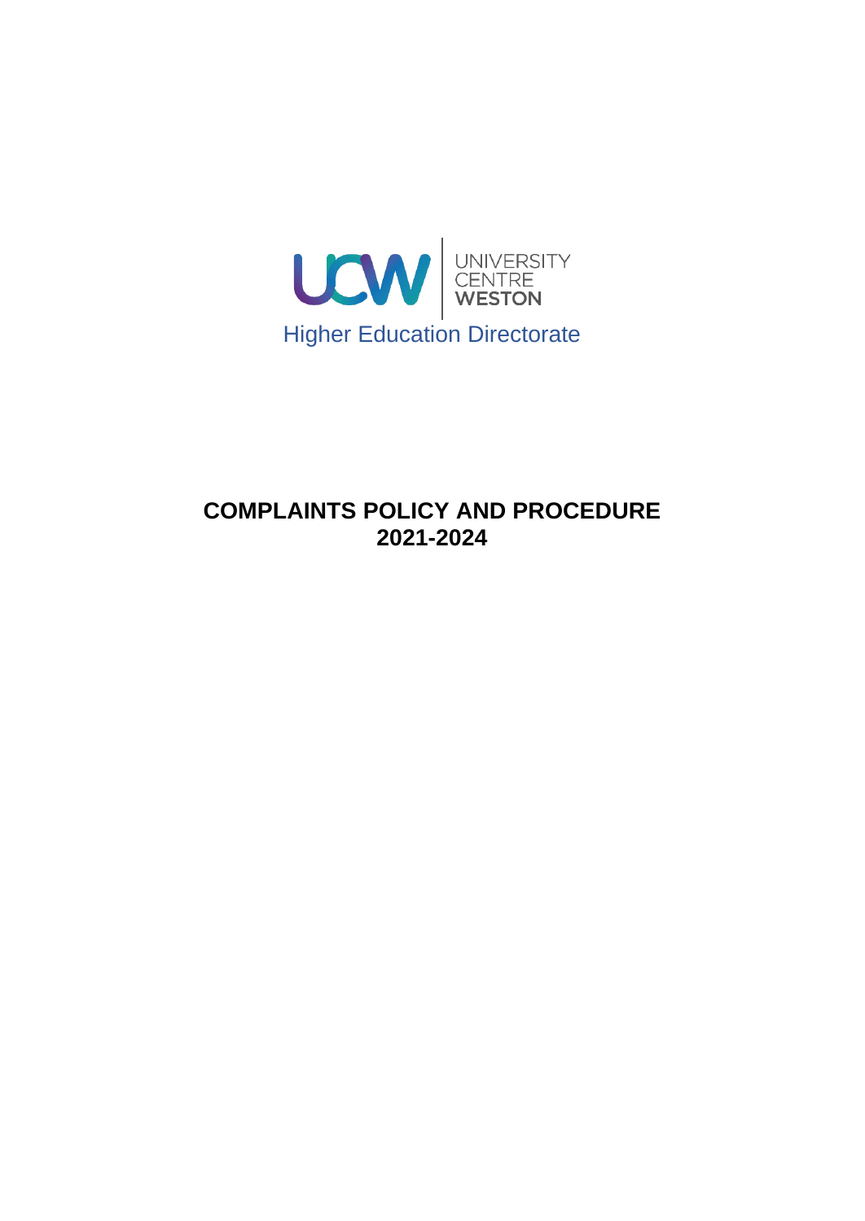UCW | UNIVERSITY CENTRE WESTON

Higher Education Directorate

# COMPLAINTS POLICY AND PROCEDURE 2021-2024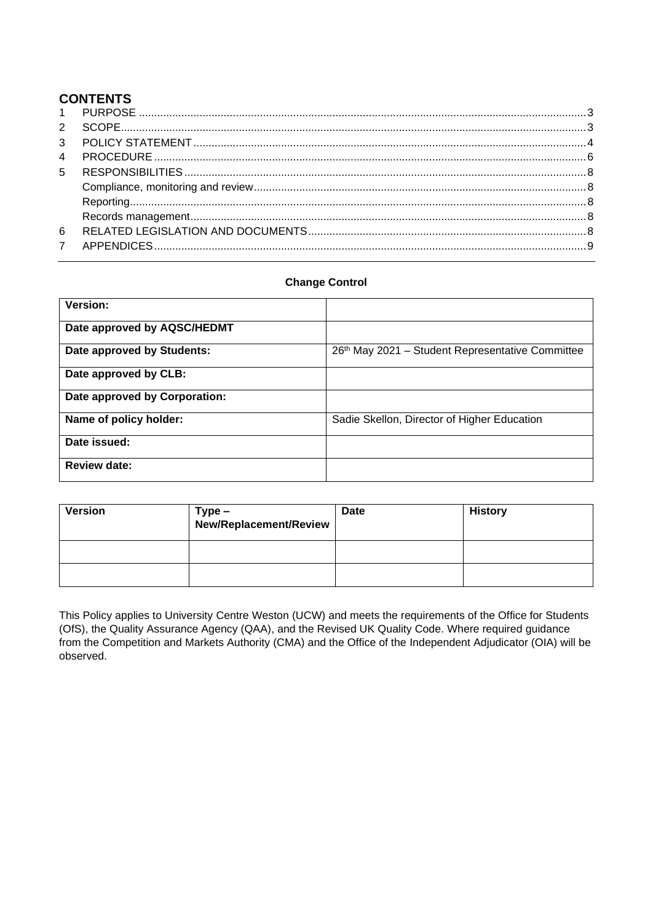## CONTENTS

1 PURPOSE ..... 3
2 SCOPE ..... 3
3 POLICY STATEMENT ..... 4
4 PROCEDURE ..... 6
5 RESPONSIBILITIES ..... 8
  Compliance, monitoring and review ..... 8
  Reporting ..... 8
  Records management ..... 8
6 RELATED LEGISLATION AND DOCUMENTS ..... 8
7 APPENDICES ..... 9

---

**Change Control**

| | |
|---|---|
| **Version:** | |
| **Date approved by AQSC/HEDMT** | |
| **Date approved by Students:** | 26th May 2021 – Student Representative Committee |
| **Date approved by CLB:** | |
| **Date approved by Corporation:** | |
| **Name of policy holder:** | Sadie Skellon, Director of Higher Education |
| **Date issued:** | |
| **Review date:** | |

| Version | Type – New/Replacement/Review | Date | History |
|---|---|---|---|
| | | | |
| | | | |

This Policy applies to University Centre Weston (UCW) and meets the requirements of the Office for Students (OfS), the Quality Assurance Agency (QAA), and the Revised UK Quality Code. Where required guidance from the Competition and Markets Authority (CMA) and the Office of the Independent Adjudicator (OIA) will be observed.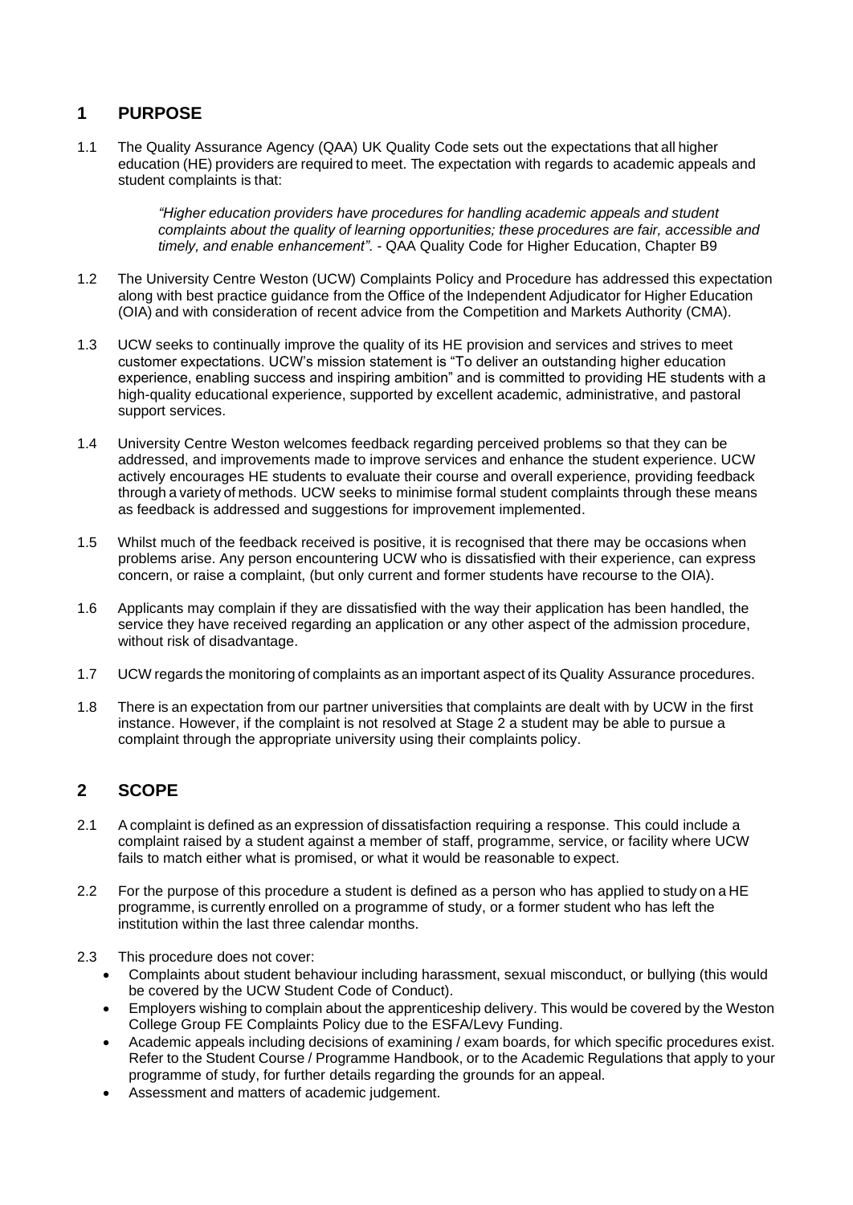## 1 PURPOSE

1.1 The Quality Assurance Agency (QAA) UK Quality Code sets out the expectations that all higher education (HE) providers are required to meet. The expectation with regards to academic appeals and student complaints is that:

> *"Higher education providers have procedures for handling academic appeals and student complaints about the quality of learning opportunities; these procedures are fair, accessible and timely, and enable enhancement".* - QAA Quality Code for Higher Education, Chapter B9

1.2 The University Centre Weston (UCW) Complaints Policy and Procedure has addressed this expectation along with best practice guidance from the Office of the Independent Adjudicator for Higher Education (OIA) and with consideration of recent advice from the Competition and Markets Authority (CMA).

1.3 UCW seeks to continually improve the quality of its HE provision and services and strives to meet customer expectations. UCW's mission statement is "To deliver an outstanding higher education experience, enabling success and inspiring ambition" and is committed to providing HE students with a high-quality educational experience, supported by excellent academic, administrative, and pastoral support services.

1.4 University Centre Weston welcomes feedback regarding perceived problems so that they can be addressed, and improvements made to improve services and enhance the student experience. UCW actively encourages HE students to evaluate their course and overall experience, providing feedback through a variety of methods. UCW seeks to minimise formal student complaints through these means as feedback is addressed and suggestions for improvement implemented.

1.5 Whilst much of the feedback received is positive, it is recognised that there may be occasions when problems arise. Any person encountering UCW who is dissatisfied with their experience, can express concern, or raise a complaint, (but only current and former students have recourse to the OIA).

1.6 Applicants may complain if they are dissatisfied with the way their application has been handled, the service they have received regarding an application or any other aspect of the admission procedure, without risk of disadvantage.

1.7 UCW regards the monitoring of complaints as an important aspect of its Quality Assurance procedures.

1.8 There is an expectation from our partner universities that complaints are dealt with by UCW in the first instance. However, if the complaint is not resolved at Stage 2 a student may be able to pursue a complaint through the appropriate university using their complaints policy.

## 2 SCOPE

2.1 A complaint is defined as an expression of dissatisfaction requiring a response. This could include a complaint raised by a student against a member of staff, programme, service, or facility where UCW fails to match either what is promised, or what it would be reasonable to expect.

2.2 For the purpose of this procedure a student is defined as a person who has applied to study on a HE programme, is currently enrolled on a programme of study, or a former student who has left the institution within the last three calendar months.

2.3 This procedure does not cover:

- Complaints about student behaviour including harassment, sexual misconduct, or bullying (this would be covered by the UCW Student Code of Conduct).
- Employers wishing to complain about the apprenticeship delivery. This would be covered by the Weston College Group FE Complaints Policy due to the ESFA/Levy Funding.
- Academic appeals including decisions of examining / exam boards, for which specific procedures exist. Refer to the Student Course / Programme Handbook, or to the Academic Regulations that apply to your programme of study, for further details regarding the grounds for an appeal.
- Assessment and matters of academic judgement.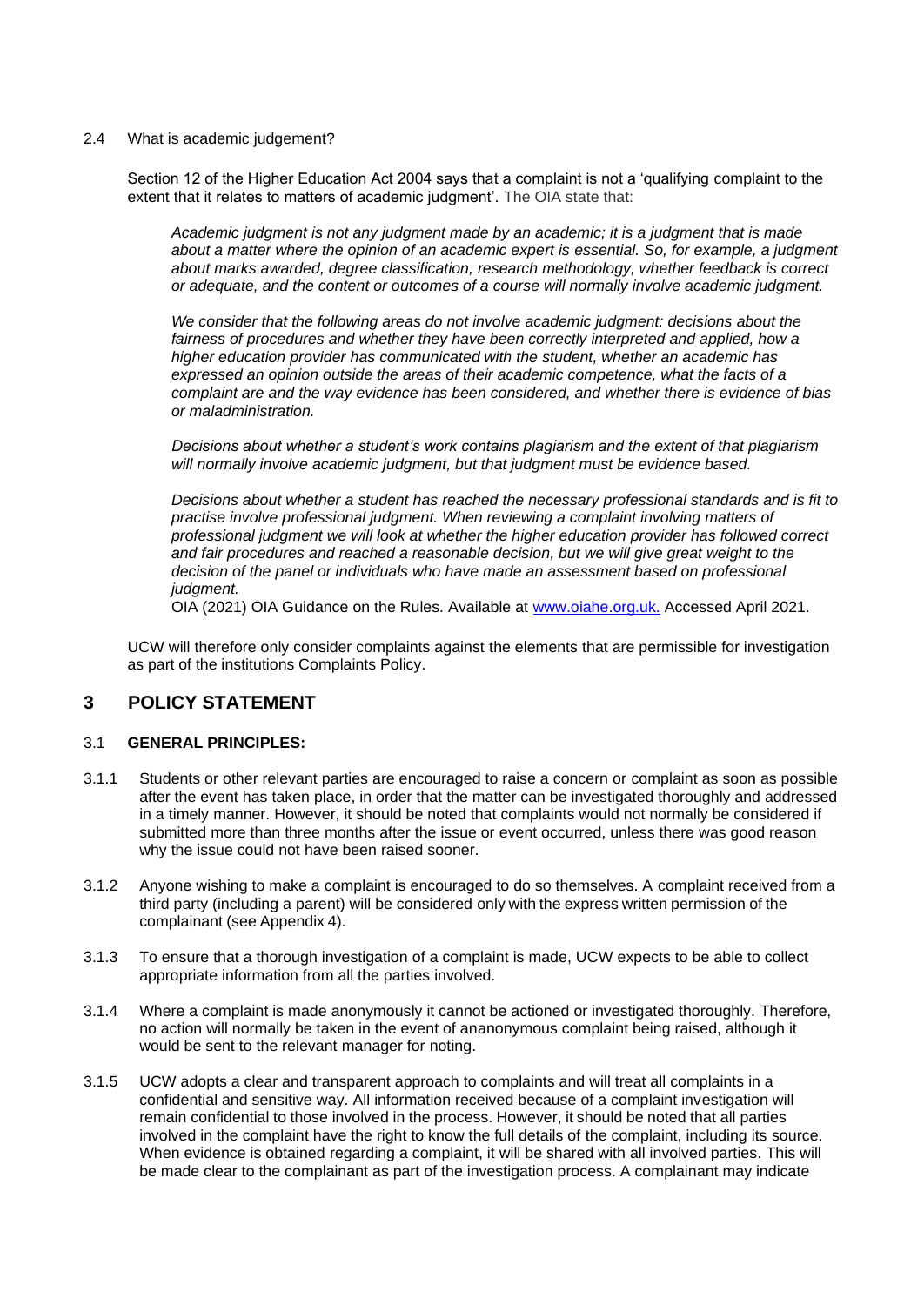2.4 What is academic judgement?

Section 12 of the Higher Education Act 2004 says that a complaint is not a 'qualifying complaint to the extent that it relates to matters of academic judgment'. The OIA state that:

> *Academic judgment is not any judgment made by an academic; it is a judgment that is made about a matter where the opinion of an academic expert is essential. So, for example, a judgment about marks awarded, degree classification, research methodology, whether feedback is correct or adequate, and the content or outcomes of a course will normally involve academic judgment.*
>
> *We consider that the following areas do not involve academic judgment: decisions about the fairness of procedures and whether they have been correctly interpreted and applied, how a higher education provider has communicated with the student, whether an academic has expressed an opinion outside the areas of their academic competence, what the facts of a complaint are and the way evidence has been considered, and whether there is evidence of bias or maladministration.*
>
> *Decisions about whether a student's work contains plagiarism and the extent of that plagiarism will normally involve academic judgment, but that judgment must be evidence based.*
>
> *Decisions about whether a student has reached the necessary professional standards and is fit to practise involve professional judgment. When reviewing a complaint involving matters of professional judgment we will look at whether the higher education provider has followed correct and fair procedures and reached a reasonable decision, but we will give great weight to the decision of the panel or individuals who have made an assessment based on professional judgment.*
>
> OIA (2021) OIA Guidance on the Rules. Available at [www.oiahe.org.uk.](http://www.oiahe.org.uk) Accessed April 2021.

UCW will therefore only consider complaints against the elements that are permissible for investigation as part of the institutions Complaints Policy.

## 3 POLICY STATEMENT

### 3.1 GENERAL PRINCIPLES:

3.1.1 Students or other relevant parties are encouraged to raise a concern or complaint as soon as possible after the event has taken place, in order that the matter can be investigated thoroughly and addressed in a timely manner. However, it should be noted that complaints would not normally be considered if submitted more than three months after the issue or event occurred, unless there was good reason why the issue could not have been raised sooner.

3.1.2 Anyone wishing to make a complaint is encouraged to do so themselves. A complaint received from a third party (including a parent) will be considered only with the express written permission of the complainant (see Appendix 4).

3.1.3 To ensure that a thorough investigation of a complaint is made, UCW expects to be able to collect appropriate information from all the parties involved.

3.1.4 Where a complaint is made anonymously it cannot be actioned or investigated thoroughly. Therefore, no action will normally be taken in the event of ananonymous complaint being raised, although it would be sent to the relevant manager for noting.

3.1.5 UCW adopts a clear and transparent approach to complaints and will treat all complaints in a confidential and sensitive way. All information received because of a complaint investigation will remain confidential to those involved in the process. However, it should be noted that all parties involved in the complaint have the right to know the full details of the complaint, including its source. When evidence is obtained regarding a complaint, it will be shared with all involved parties. This will be made clear to the complainant as part of the investigation process. A complainant may indicate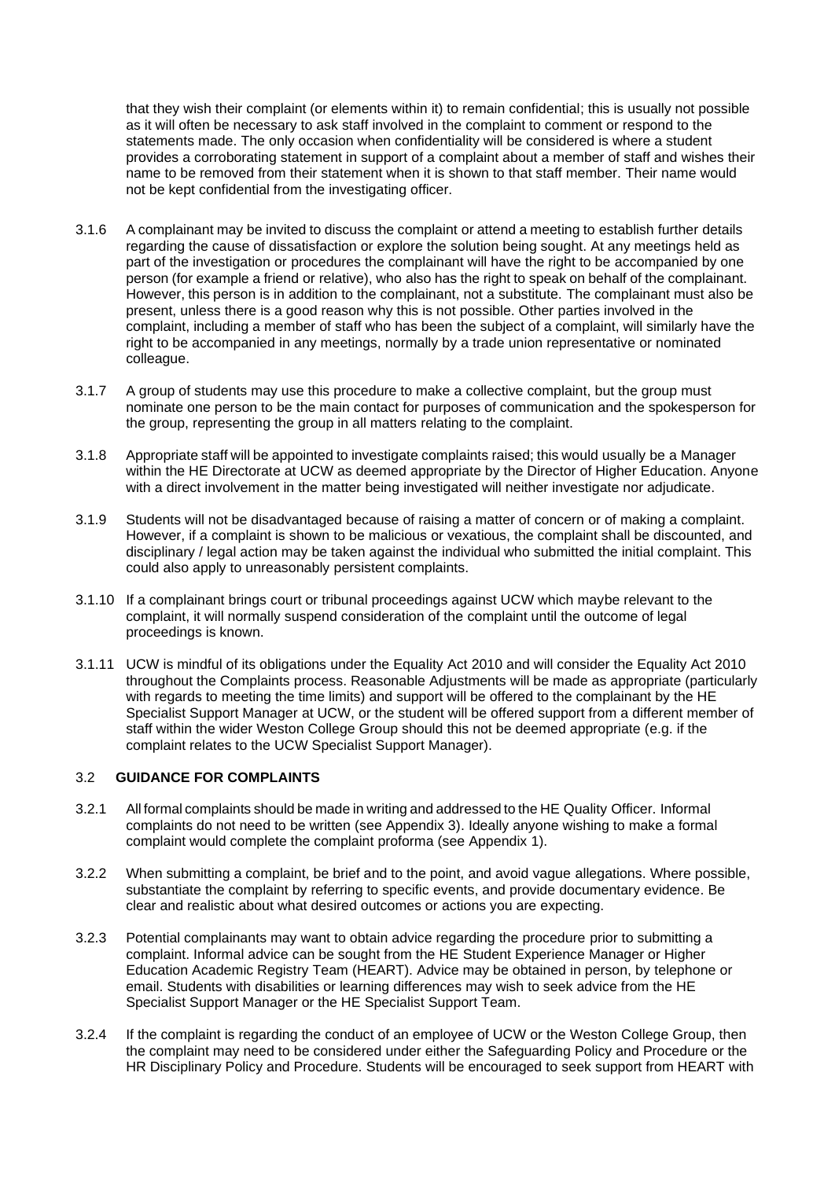that they wish their complaint (or elements within it) to remain confidential; this is usually not possible as it will often be necessary to ask staff involved in the complaint to comment or respond to the statements made. The only occasion when confidentiality will be considered is where a student provides a corroborating statement in support of a complaint about a member of staff and wishes their name to be removed from their statement when it is shown to that staff member. Their name would not be kept confidential from the investigating officer.

3.1.6 A complainant may be invited to discuss the complaint or attend a meeting to establish further details regarding the cause of dissatisfaction or explore the solution being sought. At any meetings held as part of the investigation or procedures the complainant will have the right to be accompanied by one person (for example a friend or relative), who also has the right to speak on behalf of the complainant. However, this person is in addition to the complainant, not a substitute. The complainant must also be present, unless there is a good reason why this is not possible. Other parties involved in the complaint, including a member of staff who has been the subject of a complaint, will similarly have the right to be accompanied in any meetings, normally by a trade union representative or nominated colleague.

3.1.7 A group of students may use this procedure to make a collective complaint, but the group must nominate one person to be the main contact for purposes of communication and the spokesperson for the group, representing the group in all matters relating to the complaint.

3.1.8 Appropriate staff will be appointed to investigate complaints raised; this would usually be a Manager within the HE Directorate at UCW as deemed appropriate by the Director of Higher Education. Anyone with a direct involvement in the matter being investigated will neither investigate nor adjudicate.

3.1.9 Students will not be disadvantaged because of raising a matter of concern or of making a complaint. However, if a complaint is shown to be malicious or vexatious, the complaint shall be discounted, and disciplinary / legal action may be taken against the individual who submitted the initial complaint. This could also apply to unreasonably persistent complaints.

3.1.10 If a complainant brings court or tribunal proceedings against UCW which maybe relevant to the complaint, it will normally suspend consideration of the complaint until the outcome of legal proceedings is known.

3.1.11 UCW is mindful of its obligations under the Equality Act 2010 and will consider the Equality Act 2010 throughout the Complaints process. Reasonable Adjustments will be made as appropriate (particularly with regards to meeting the time limits) and support will be offered to the complainant by the HE Specialist Support Manager at UCW, or the student will be offered support from a different member of staff within the wider Weston College Group should this not be deemed appropriate (e.g. if the complaint relates to the UCW Specialist Support Manager).

### 3.2 GUIDANCE FOR COMPLAINTS

3.2.1 All formal complaints should be made in writing and addressed to the HE Quality Officer. Informal complaints do not need to be written (see Appendix 3). Ideally anyone wishing to make a formal complaint would complete the complaint proforma (see Appendix 1).

3.2.2 When submitting a complaint, be brief and to the point, and avoid vague allegations. Where possible, substantiate the complaint by referring to specific events, and provide documentary evidence. Be clear and realistic about what desired outcomes or actions you are expecting.

3.2.3 Potential complainants may want to obtain advice regarding the procedure prior to submitting a complaint. Informal advice can be sought from the HE Student Experience Manager or Higher Education Academic Registry Team (HEART). Advice may be obtained in person, by telephone or email. Students with disabilities or learning differences may wish to seek advice from the HE Specialist Support Manager or the HE Specialist Support Team.

3.2.4 If the complaint is regarding the conduct of an employee of UCW or the Weston College Group, then the complaint may need to be considered under either the Safeguarding Policy and Procedure or the HR Disciplinary Policy and Procedure. Students will be encouraged to seek support from HEART with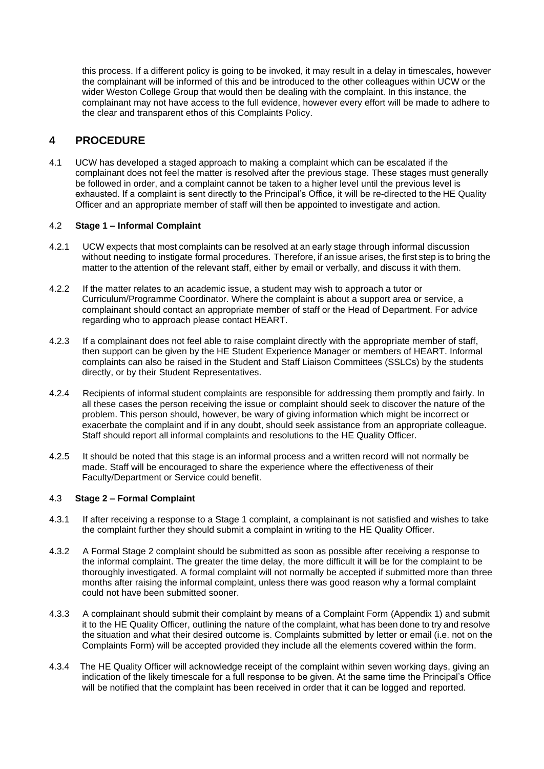this process. If a different policy is going to be invoked, it may result in a delay in timescales, however the complainant will be informed of this and be introduced to the other colleagues within UCW or the wider Weston College Group that would then be dealing with the complaint. In this instance, the complainant may not have access to the full evidence, however every effort will be made to adhere to the clear and transparent ethos of this Complaints Policy.

## 4 PROCEDURE

4.1 UCW has developed a staged approach to making a complaint which can be escalated if the complainant does not feel the matter is resolved after the previous stage. These stages must generally be followed in order, and a complaint cannot be taken to a higher level until the previous level is exhausted. If a complaint is sent directly to the Principal's Office, it will be re-directed to the HE Quality Officer and an appropriate member of staff will then be appointed to investigate and action.

### 4.2 **Stage 1 – Informal Complaint**

4.2.1 UCW expects that most complaints can be resolved at an early stage through informal discussion without needing to instigate formal procedures. Therefore, if an issue arises, the first step is to bring the matter to the attention of the relevant staff, either by email or verbally, and discuss it with them.

4.2.2 If the matter relates to an academic issue, a student may wish to approach a tutor or Curriculum/Programme Coordinator. Where the complaint is about a support area or service, a complainant should contact an appropriate member of staff or the Head of Department. For advice regarding who to approach please contact HEART.

4.2.3 If a complainant does not feel able to raise complaint directly with the appropriate member of staff, then support can be given by the HE Student Experience Manager or members of HEART. Informal complaints can also be raised in the Student and Staff Liaison Committees (SSLCs) by the students directly, or by their Student Representatives.

4.2.4 Recipients of informal student complaints are responsible for addressing them promptly and fairly. In all these cases the person receiving the issue or complaint should seek to discover the nature of the problem. This person should, however, be wary of giving information which might be incorrect or exacerbate the complaint and if in any doubt, should seek assistance from an appropriate colleague. Staff should report all informal complaints and resolutions to the HE Quality Officer.

4.2.5 It should be noted that this stage is an informal process and a written record will not normally be made. Staff will be encouraged to share the experience where the effectiveness of their Faculty/Department or Service could benefit.

### 4.3 **Stage 2 – Formal Complaint**

4.3.1 If after receiving a response to a Stage 1 complaint, a complainant is not satisfied and wishes to take the complaint further they should submit a complaint in writing to the HE Quality Officer.

4.3.2 A Formal Stage 2 complaint should be submitted as soon as possible after receiving a response to the informal complaint. The greater the time delay, the more difficult it will be for the complaint to be thoroughly investigated. A formal complaint will not normally be accepted if submitted more than three months after raising the informal complaint, unless there was good reason why a formal complaint could not have been submitted sooner.

4.3.3 A complainant should submit their complaint by means of a Complaint Form (Appendix 1) and submit it to the HE Quality Officer, outlining the nature of the complaint, what has been done to try and resolve the situation and what their desired outcome is. Complaints submitted by letter or email (i.e. not on the Complaints Form) will be accepted provided they include all the elements covered within the form.

4.3.4 The HE Quality Officer will acknowledge receipt of the complaint within seven working days, giving an indication of the likely timescale for a full response to be given. At the same time the Principal's Office will be notified that the complaint has been received in order that it can be logged and reported.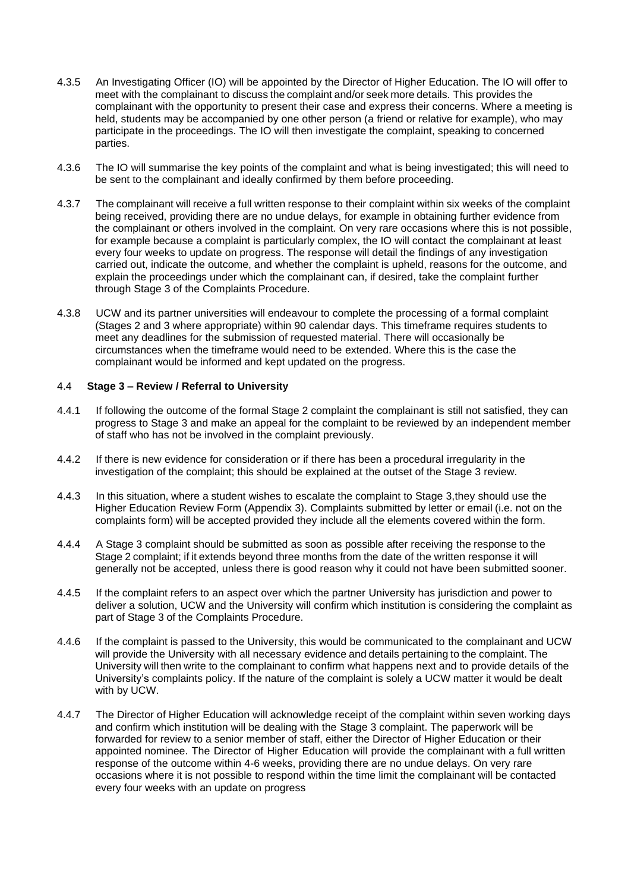4.3.5 An Investigating Officer (IO) will be appointed by the Director of Higher Education. The IO will offer to meet with the complainant to discuss the complaint and/or seek more details. This provides the complainant with the opportunity to present their case and express their concerns. Where a meeting is held, students may be accompanied by one other person (a friend or relative for example), who may participate in the proceedings. The IO will then investigate the complaint, speaking to concerned parties.

4.3.6 The IO will summarise the key points of the complaint and what is being investigated; this will need to be sent to the complainant and ideally confirmed by them before proceeding.

4.3.7 The complainant will receive a full written response to their complaint within six weeks of the complaint being received, providing there are no undue delays, for example in obtaining further evidence from the complainant or others involved in the complaint. On very rare occasions where this is not possible, for example because a complaint is particularly complex, the IO will contact the complainant at least every four weeks to update on progress. The response will detail the findings of any investigation carried out, indicate the outcome, and whether the complaint is upheld, reasons for the outcome, and explain the proceedings under which the complainant can, if desired, take the complaint further through Stage 3 of the Complaints Procedure.

4.3.8 UCW and its partner universities will endeavour to complete the processing of a formal complaint (Stages 2 and 3 where appropriate) within 90 calendar days. This timeframe requires students to meet any deadlines for the submission of requested material. There will occasionally be circumstances when the timeframe would need to be extended. Where this is the case the complainant would be informed and kept updated on the progress.

### 4.4 Stage 3 – Review / Referral to University

4.4.1 If following the outcome of the formal Stage 2 complaint the complainant is still not satisfied, they can progress to Stage 3 and make an appeal for the complaint to be reviewed by an independent member of staff who has not be involved in the complaint previously.

4.4.2 If there is new evidence for consideration or if there has been a procedural irregularity in the investigation of the complaint; this should be explained at the outset of the Stage 3 review.

4.4.3 In this situation, where a student wishes to escalate the complaint to Stage 3,they should use the Higher Education Review Form (Appendix 3). Complaints submitted by letter or email (i.e. not on the complaints form) will be accepted provided they include all the elements covered within the form.

4.4.4 A Stage 3 complaint should be submitted as soon as possible after receiving the response to the Stage 2 complaint; if it extends beyond three months from the date of the written response it will generally not be accepted, unless there is good reason why it could not have been submitted sooner.

4.4.5 If the complaint refers to an aspect over which the partner University has jurisdiction and power to deliver a solution, UCW and the University will confirm which institution is considering the complaint as part of Stage 3 of the Complaints Procedure.

4.4.6 If the complaint is passed to the University, this would be communicated to the complainant and UCW will provide the University with all necessary evidence and details pertaining to the complaint. The University will then write to the complainant to confirm what happens next and to provide details of the University's complaints policy. If the nature of the complaint is solely a UCW matter it would be dealt with by UCW.

4.4.7 The Director of Higher Education will acknowledge receipt of the complaint within seven working days and confirm which institution will be dealing with the Stage 3 complaint. The paperwork will be forwarded for review to a senior member of staff, either the Director of Higher Education or their appointed nominee. The Director of Higher Education will provide the complainant with a full written response of the outcome within 4-6 weeks, providing there are no undue delays. On very rare occasions where it is not possible to respond within the time limit the complainant will be contacted every four weeks with an update on progress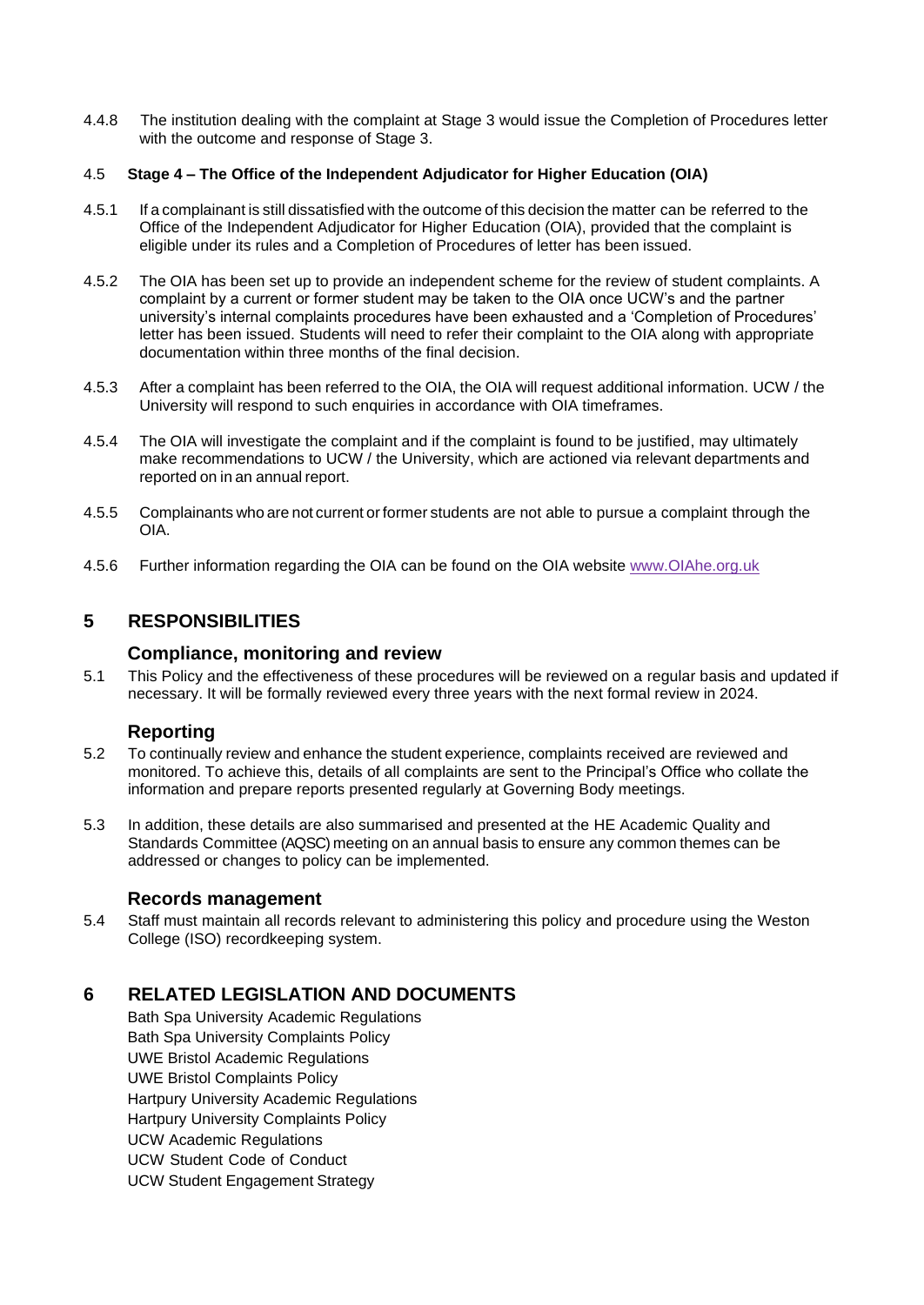4.4.8 The institution dealing with the complaint at Stage 3 would issue the Completion of Procedures letter with the outcome and response of Stage 3.

### 4.5 Stage 4 – The Office of the Independent Adjudicator for Higher Education (OIA)

4.5.1 If a complainant is still dissatisfied with the outcome of this decision the matter can be referred to the Office of the Independent Adjudicator for Higher Education (OIA), provided that the complaint is eligible under its rules and a Completion of Procedures of letter has been issued.

4.5.2 The OIA has been set up to provide an independent scheme for the review of student complaints. A complaint by a current or former student may be taken to the OIA once UCW's and the partner university's internal complaints procedures have been exhausted and a 'Completion of Procedures' letter has been issued. Students will need to refer their complaint to the OIA along with appropriate documentation within three months of the final decision.

4.5.3 After a complaint has been referred to the OIA, the OIA will request additional information. UCW / the University will respond to such enquiries in accordance with OIA timeframes.

4.5.4 The OIA will investigate the complaint and if the complaint is found to be justified, may ultimately make recommendations to UCW / the University, which are actioned via relevant departments and reported on in an annual report.

4.5.5 Complainants who are not current or former students are not able to pursue a complaint through the OIA.

4.5.6 Further information regarding the OIA can be found on the OIA website [www.OIAhe.org.uk](http://www.OIAhe.org.uk)

## 5 RESPONSIBILITIES

### Compliance, monitoring and review

5.1 This Policy and the effectiveness of these procedures will be reviewed on a regular basis and updated if necessary. It will be formally reviewed every three years with the next formal review in 2024.

### Reporting

5.2 To continually review and enhance the student experience, complaints received are reviewed and monitored. To achieve this, details of all complaints are sent to the Principal's Office who collate the information and prepare reports presented regularly at Governing Body meetings.

5.3 In addition, these details are also summarised and presented at the HE Academic Quality and Standards Committee (AQSC) meeting on an annual basis to ensure any common themes can be addressed or changes to policy can be implemented.

### Records management

5.4 Staff must maintain all records relevant to administering this policy and procedure using the Weston College (ISO) recordkeeping system.

## 6 RELATED LEGISLATION AND DOCUMENTS

Bath Spa University Academic Regulations
Bath Spa University Complaints Policy
UWE Bristol Academic Regulations
UWE Bristol Complaints Policy
Hartpury University Academic Regulations
Hartpury University Complaints Policy
UCW Academic Regulations
UCW Student Code of Conduct
UCW Student Engagement Strategy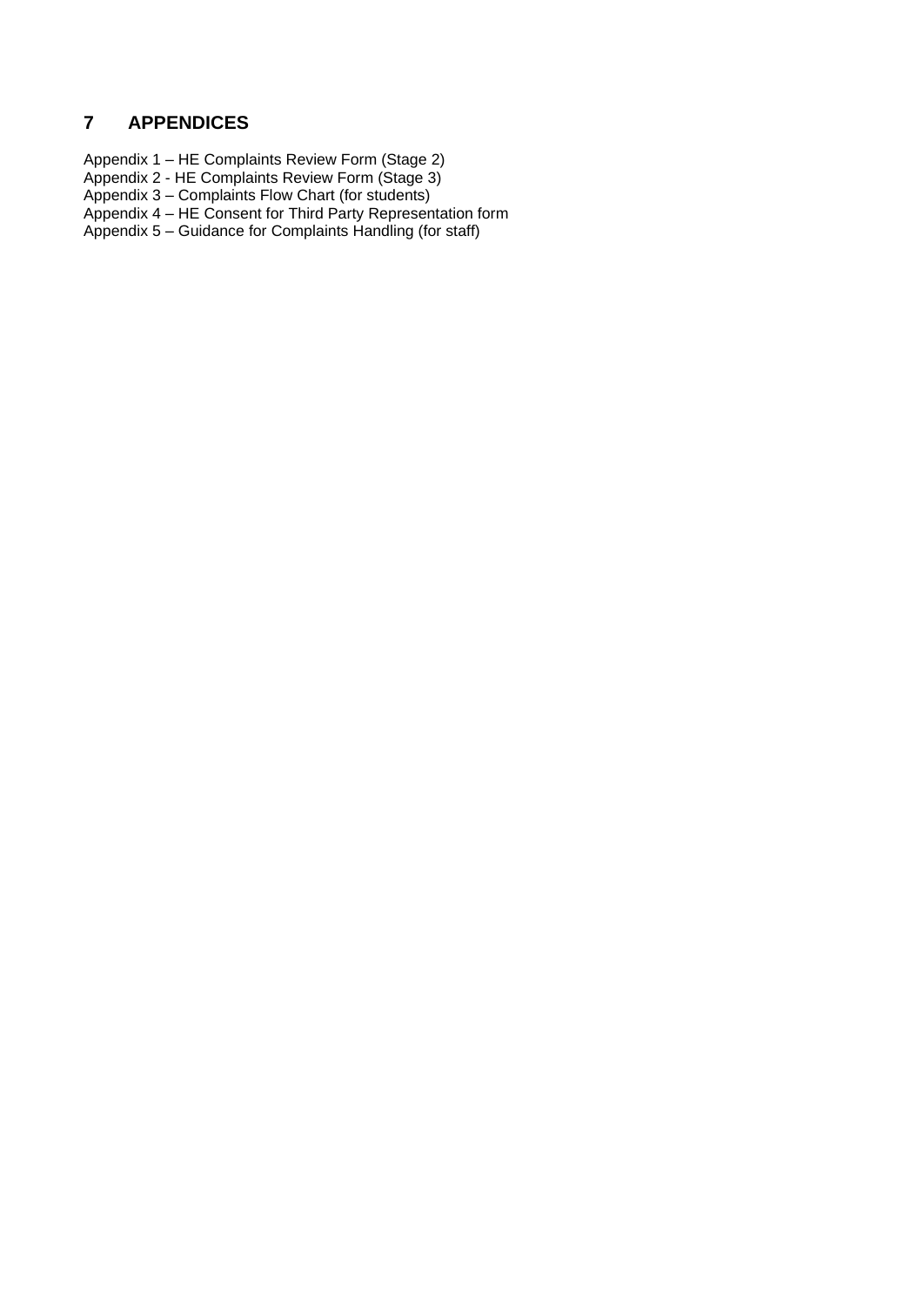## 7 APPENDICES

Appendix 1 – HE Complaints Review Form (Stage 2)
Appendix 2 - HE Complaints Review Form (Stage 3)
Appendix 3 – Complaints Flow Chart (for students)
Appendix 4 – HE Consent for Third Party Representation form
Appendix 5 – Guidance for Complaints Handling (for staff)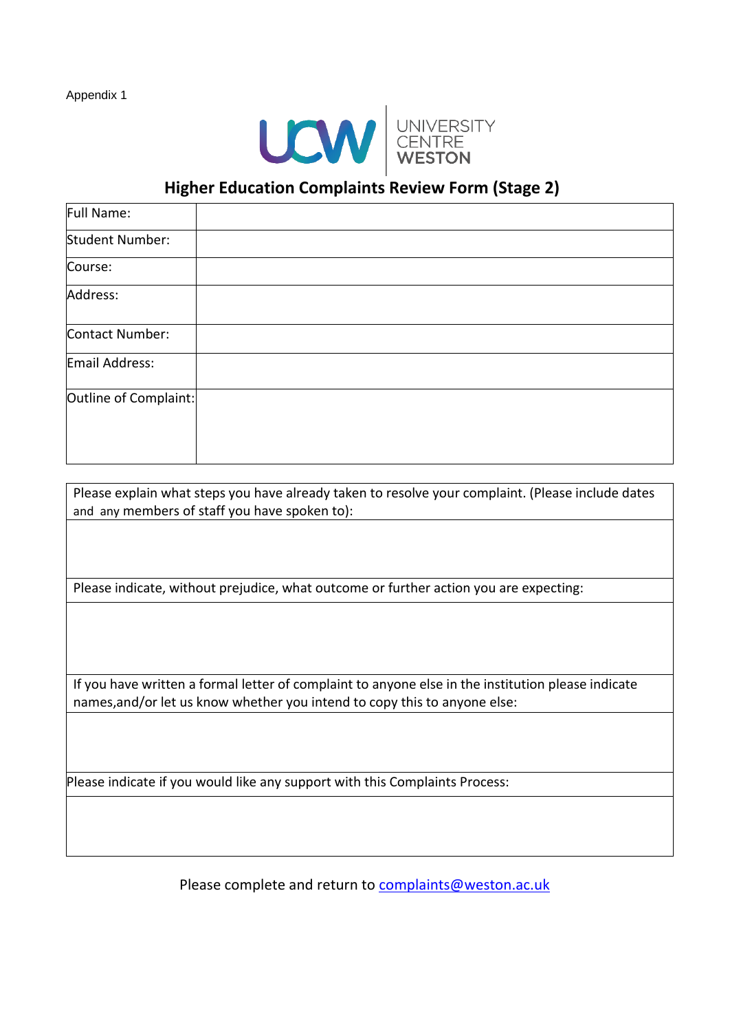Appendix 1

UNIVERSITY CENTRE WESTON

## Higher Education Complaints Review Form (Stage 2)

| Full Name: | |
|---|---|
| Student Number: | |
| Course: | |
| Address: | |
| Contact Number: | |
| Email Address: | |
| Outline of Complaint: | |

| Please explain what steps you have already taken to resolve your complaint. (Please include dates and any members of staff you have spoken to): |
|---|
| |
| Please indicate, without prejudice, what outcome or further action you are expecting: |
| |
| If you have written a formal letter of complaint to anyone else in the institution please indicate names,and/or let us know whether you intend to copy this to anyone else: |
| |
| Please indicate if you would like any support with this Complaints Process: |
| |

Please complete and return to complaints@weston.ac.uk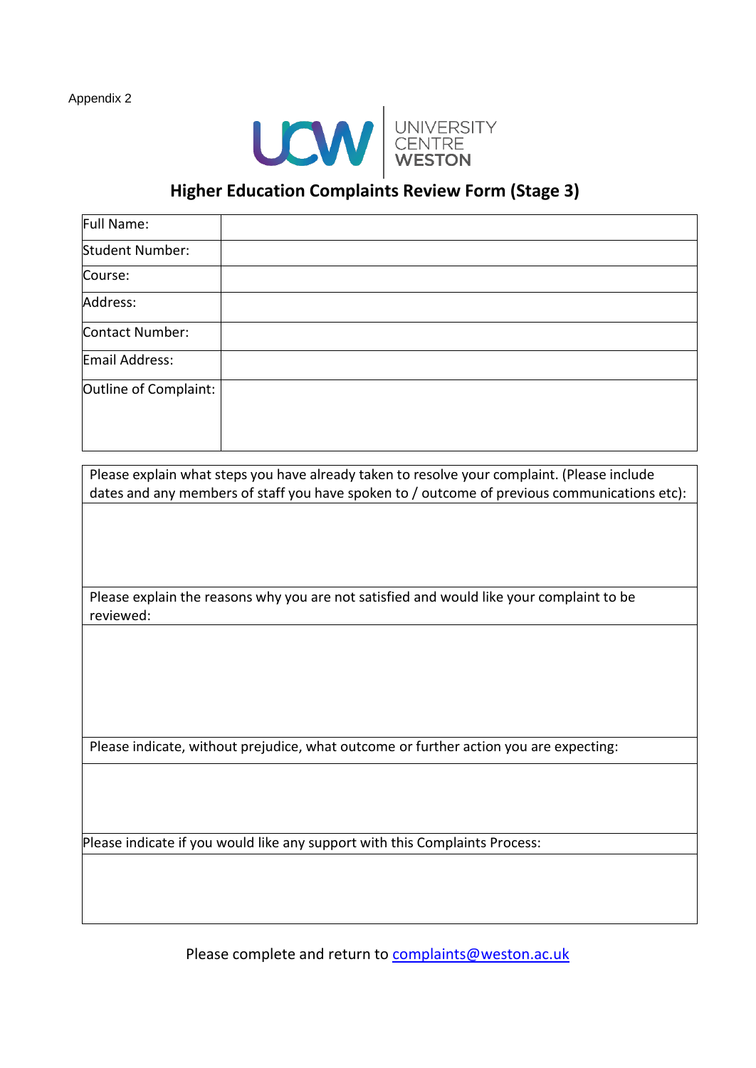Appendix 2

UNIVERSITY CENTRE WESTON

# Higher Education Complaints Review Form (Stage 3)

| Full Name: | |
|---|---|
| Student Number: | |
| Course: | |
| Address: | |
| Contact Number: | |
| Email Address: | |
| Outline of Complaint: | |

| Please explain what steps you have already taken to resolve your complaint. (Please include dates and any members of staff you have spoken to / outcome of previous communications etc): |
|---|
| |
| Please explain the reasons why you are not satisfied and would like your complaint to be reviewed: |
| |
| Please indicate, without prejudice, what outcome or further action you are expecting: |
| |
| Please indicate if you would like any support with this Complaints Process: |
| |

Please complete and return to complaints@weston.ac.uk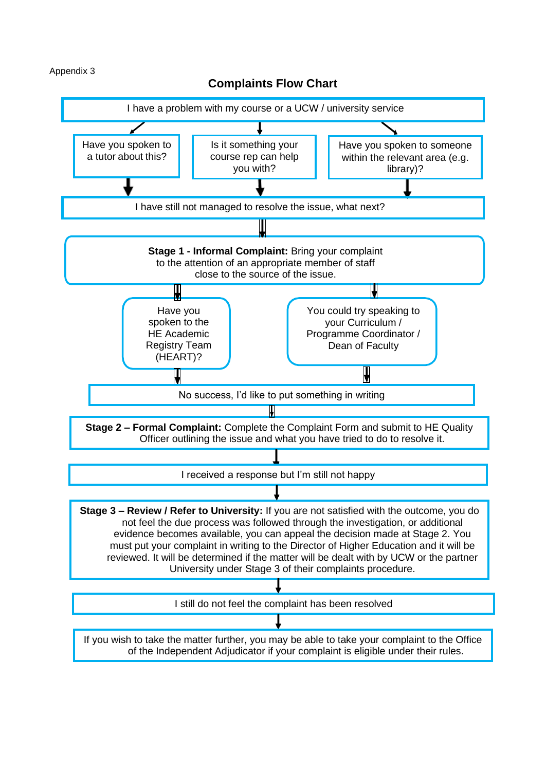Appendix 3

## Complaints Flow Chart

I have a problem with my course or a UCW / university service

↓

- Have you spoken to a tutor about this?
- Is it something your course rep can help you with?
- Have you spoken to someone within the relevant area (e.g. library)?

↓

I have still not managed to resolve the issue, what next?

↓

**Stage 1 - Informal Complaint:** Bring your complaint to the attention of an appropriate member of staff close to the source of the issue.

↓

- Have you spoken to the HE Academic Registry Team (HEART)?
- You could try speaking to your Curriculum / Programme Coordinator / Dean of Faculty

↓

No success, I'd like to put something in writing

↓

**Stage 2 – Formal Complaint:** Complete the Complaint Form and submit to HE Quality Officer outlining the issue and what you have tried to do to resolve it.

↓

I received a response but I'm still not happy

↓

**Stage 3 – Review / Refer to University:** If you are not satisfied with the outcome, you do not feel the due process was followed through the investigation, or additional evidence becomes available, you can appeal the decision made at Stage 2. You must put your complaint in writing to the Director of Higher Education and it will be reviewed. It will be determined if the matter will be dealt with by UCW or the partner University under Stage 3 of their complaints procedure.

↓

I still do not feel the complaint has been resolved

↓

If you wish to take the matter further, you may be able to take your complaint to the Office of the Independent Adjudicator if your complaint is eligible under their rules.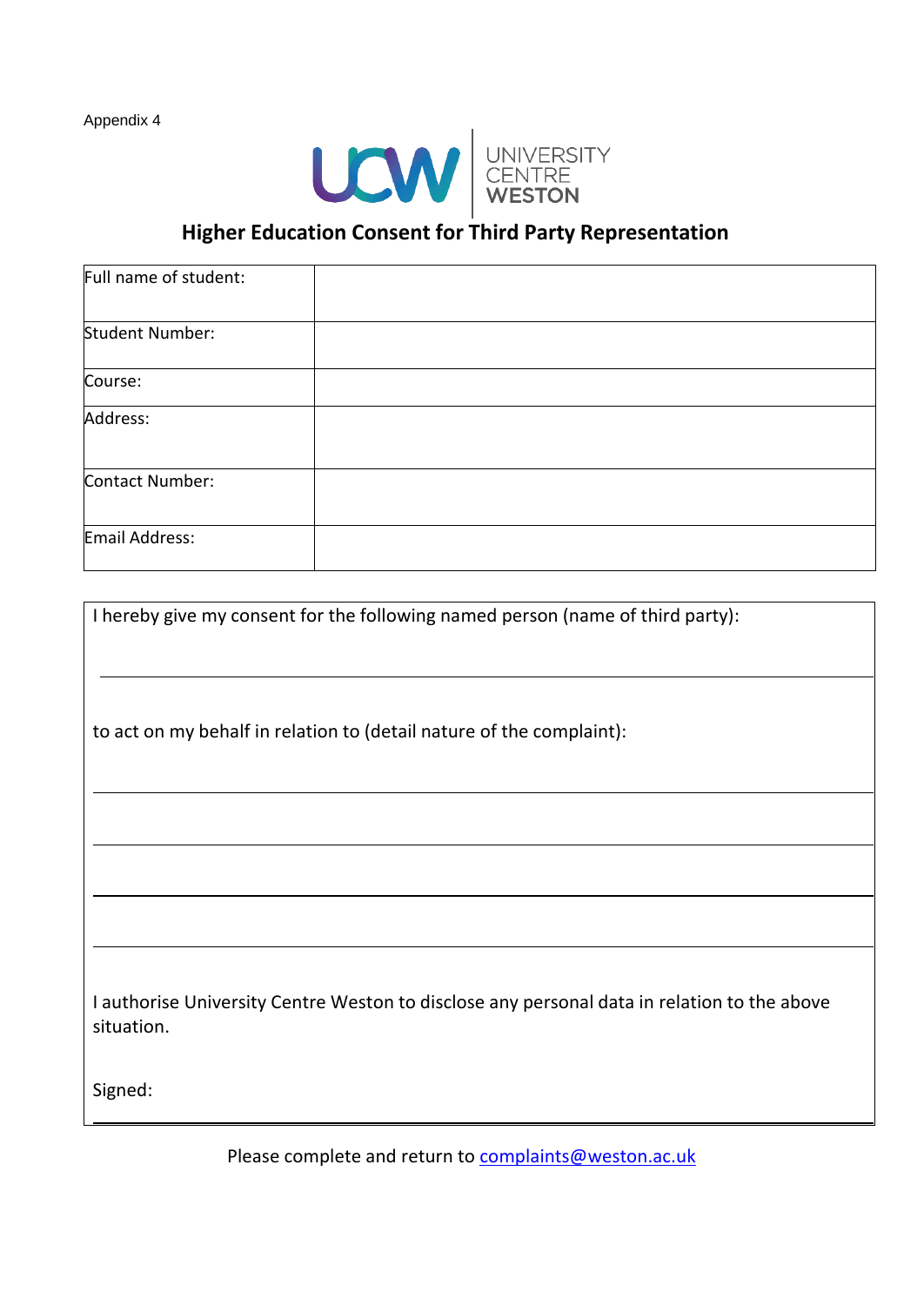Appendix 4

UCW | UNIVERSITY CENTRE WESTON

## Higher Education Consent for Third Party Representation

| Full name of student: | |
|---|---|
| Student Number: | |
| Course: | |
| Address: | |
| Contact Number: | |
| Email Address: | |

I hereby give my consent for the following named person (name of third party):

\_\_\_\_\_\_\_\_\_\_\_\_\_\_\_\_\_\_\_\_\_\_\_\_\_\_\_\_\_\_\_\_\_\_\_\_\_\_\_\_\_\_\_\_\_\_\_\_

to act on my behalf in relation to (detail nature of the complaint):

\_\_\_\_\_\_\_\_\_\_\_\_\_\_\_\_\_\_\_\_\_\_\_\_\_\_\_\_\_\_\_\_\_\_\_\_\_\_\_\_\_\_\_\_\_\_\_\_

\_\_\_\_\_\_\_\_\_\_\_\_\_\_\_\_\_\_\_\_\_\_\_\_\_\_\_\_\_\_\_\_\_\_\_\_\_\_\_\_\_\_\_\_\_\_\_\_

\_\_\_\_\_\_\_\_\_\_\_\_\_\_\_\_\_\_\_\_\_\_\_\_\_\_\_\_\_\_\_\_\_\_\_\_\_\_\_\_\_\_\_\_\_\_\_\_

\_\_\_\_\_\_\_\_\_\_\_\_\_\_\_\_\_\_\_\_\_\_\_\_\_\_\_\_\_\_\_\_\_\_\_\_\_\_\_\_\_\_\_\_\_\_\_\_

I authorise University Centre Weston to disclose any personal data in relation to the above situation.

Signed: \_\_\_\_\_\_\_\_\_\_\_\_\_\_\_\_\_\_\_\_\_\_\_\_\_\_\_\_\_\_\_\_\_\_\_\_\_\_\_\_\_\_\_\_\_\_\_\_

Please complete and return to [complaints@weston.ac.uk](mailto:complaints@weston.ac.uk)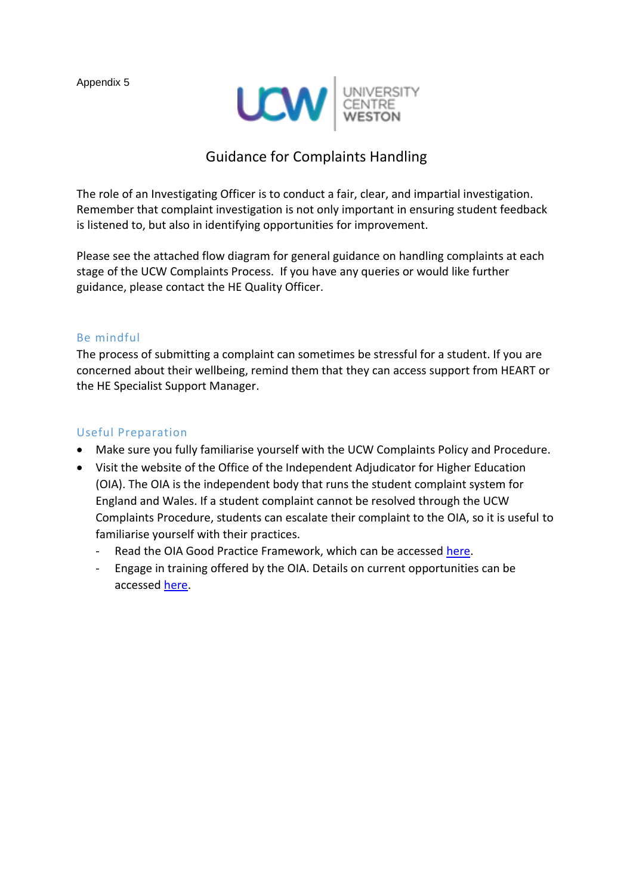Appendix 5

# Guidance for Complaints Handling

The role of an Investigating Officer is to conduct a fair, clear, and impartial investigation. Remember that complaint investigation is not only important in ensuring student feedback is listened to, but also in identifying opportunities for improvement.

Please see the attached flow diagram for general guidance on handling complaints at each stage of the UCW Complaints Process. If you have any queries or would like further guidance, please contact the HE Quality Officer.

## Be mindful

The process of submitting a complaint can sometimes be stressful for a student. If you are concerned about their wellbeing, remind them that they can access support from HEART or the HE Specialist Support Manager.

## Useful Preparation

- Make sure you fully familiarise yourself with the UCW Complaints Policy and Procedure.
- Visit the website of the Office of the Independent Adjudicator for Higher Education (OIA). The OIA is the independent body that runs the student complaint system for England and Wales. If a student complaint cannot be resolved through the UCW Complaints Procedure, students can escalate their complaint to the OIA, so it is useful to familiarise yourself with their practices.
  - Read the OIA Good Practice Framework, which can be accessed here.
  - Engage in training offered by the OIA. Details on current opportunities can be accessed here.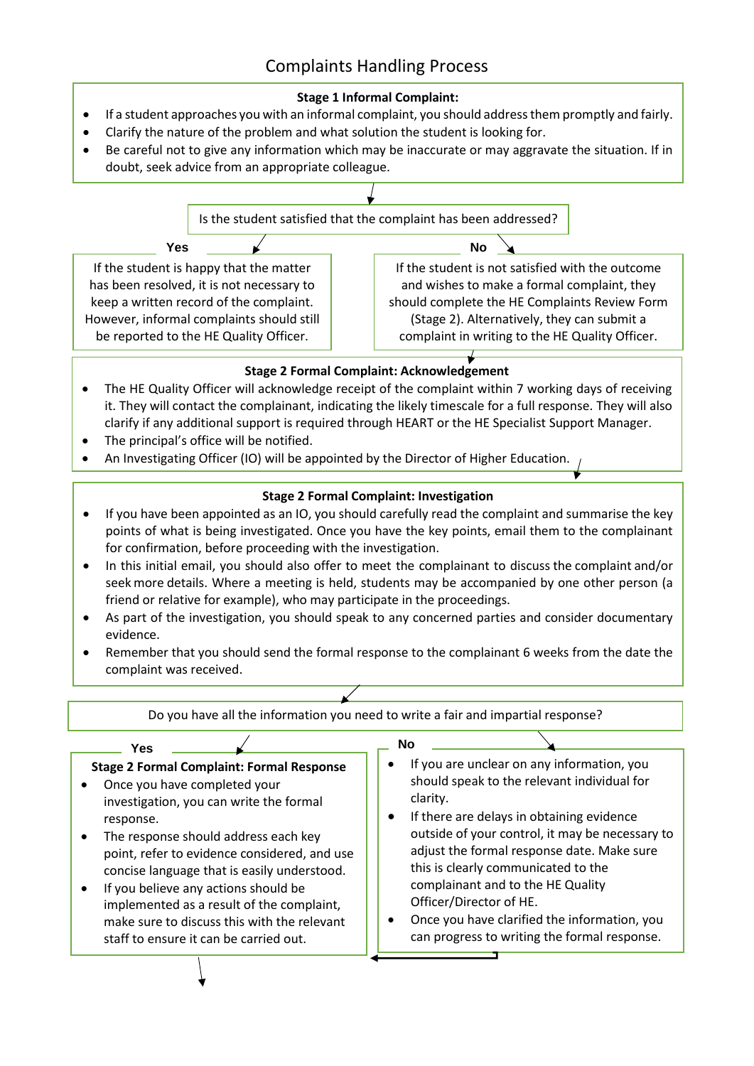# Complaints Handling Process

**Stage 1 Informal Complaint:**

- If a student approaches you with an informal complaint, you should address them promptly and fairly.
- Clarify the nature of the problem and what solution the student is looking for.
- Be careful not to give any information which may be inaccurate or may aggravate the situation. If in doubt, seek advice from an appropriate colleague.

Is the student satisfied that the complaint has been addressed?

**Yes**

If the student is happy that the matter has been resolved, it is not necessary to keep a written record of the complaint. However, informal complaints should still be reported to the HE Quality Officer.

**No**

If the student is not satisfied with the outcome and wishes to make a formal complaint, they should complete the HE Complaints Review Form (Stage 2). Alternatively, they can submit a complaint in writing to the HE Quality Officer.

**Stage 2 Formal Complaint: Acknowledgement**

- The HE Quality Officer will acknowledge receipt of the complaint within 7 working days of receiving it. They will contact the complainant, indicating the likely timescale for a full response. They will also clarify if any additional support is required through HEART or the HE Specialist Support Manager.
- The principal's office will be notified.
- An Investigating Officer (IO) will be appointed by the Director of Higher Education.

**Stage 2 Formal Complaint: Investigation**

- If you have been appointed as an IO, you should carefully read the complaint and summarise the key points of what is being investigated. Once you have the key points, email them to the complainant for confirmation, before proceeding with the investigation.
- In this initial email, you should also offer to meet the complainant to discuss the complaint and/or seek more details. Where a meeting is held, students may be accompanied by one other person (a friend or relative for example), who may participate in the proceedings.
- As part of the investigation, you should speak to any concerned parties and consider documentary evidence.
- Remember that you should send the formal response to the complainant 6 weeks from the date the complaint was received.

Do you have all the information you need to write a fair and impartial response?

**Yes**

**Stage 2 Formal Complaint: Formal Response**

- Once you have completed your investigation, you can write the formal response.
- The response should address each key point, refer to evidence considered, and use concise language that is easily understood.
- If you believe any actions should be implemented as a result of the complaint, make sure to discuss this with the relevant staff to ensure it can be carried out.

**No**

- If you are unclear on any information, you should speak to the relevant individual for clarity.
- If there are delays in obtaining evidence outside of your control, it may be necessary to adjust the formal response date. Make sure this is clearly communicated to the complainant and to the HE Quality Officer/Director of HE.
- Once you have clarified the information, you can progress to writing the formal response.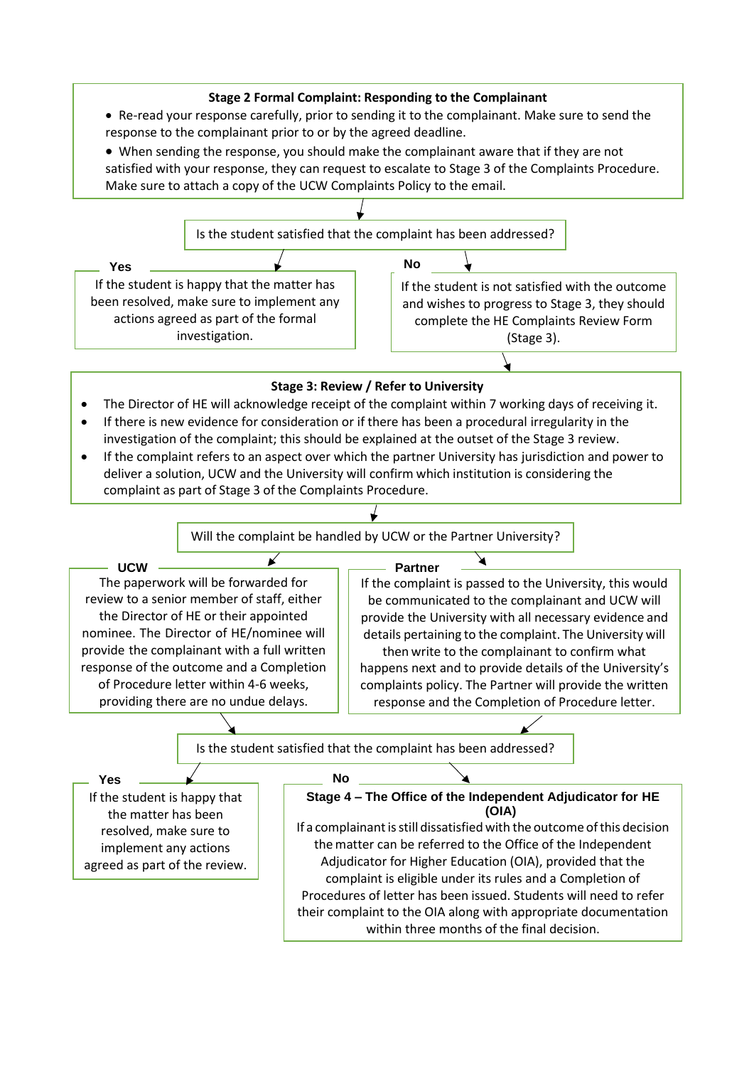**Stage 2 Formal Complaint: Responding to the Complainant**

- Re-read your response carefully, prior to sending it to the complainant. Make sure to send the response to the complainant prior to or by the agreed deadline.
- When sending the response, you should make the complainant aware that if they are not satisfied with your response, they can request to escalate to Stage 3 of the Complaints Procedure. Make sure to attach a copy of the UCW Complaints Policy to the email.

Is the student satisfied that the complaint has been addressed?

**Yes**

If the student is happy that the matter has been resolved, make sure to implement any actions agreed as part of the formal investigation.

**No**

If the student is not satisfied with the outcome and wishes to progress to Stage 3, they should complete the HE Complaints Review Form (Stage 3).

**Stage 3: Review / Refer to University**

- The Director of HE will acknowledge receipt of the complaint within 7 working days of receiving it.
- If there is new evidence for consideration or if there has been a procedural irregularity in the investigation of the complaint; this should be explained at the outset of the Stage 3 review.
- If the complaint refers to an aspect over which the partner University has jurisdiction and power to deliver a solution, UCW and the University will confirm which institution is considering the complaint as part of Stage 3 of the Complaints Procedure.

Will the complaint be handled by UCW or the Partner University?

**UCW**

The paperwork will be forwarded for review to a senior member of staff, either the Director of HE or their appointed nominee. The Director of HE/nominee will provide the complainant with a full written response of the outcome and a Completion of Procedure letter within 4-6 weeks, providing there are no undue delays.

**Partner**

If the complaint is passed to the University, this would be communicated to the complainant and UCW will provide the University with all necessary evidence and details pertaining to the complaint. The University will then write to the complainant to confirm what happens next and to provide details of the University's complaints policy. The Partner will provide the written response and the Completion of Procedure letter.

Is the student satisfied that the complaint has been addressed?

**Yes**

If the student is happy that the matter has been resolved, make sure to implement any actions agreed as part of the review.

**No**

**Stage 4 – The Office of the Independent Adjudicator for HE (OIA)**

If a complainant is still dissatisfied with the outcome of this decision the matter can be referred to the Office of the Independent Adjudicator for Higher Education (OIA), provided that the complaint is eligible under its rules and a Completion of Procedures of letter has been issued. Students will need to refer their complaint to the OIA along with appropriate documentation within three months of the final decision.